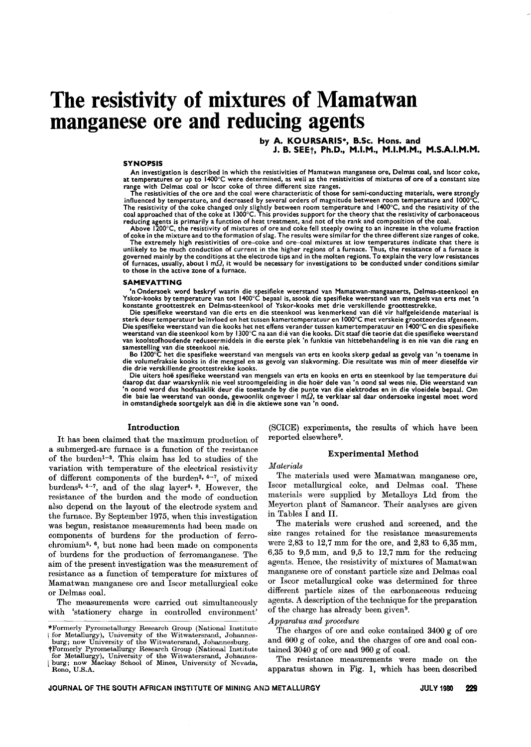# The resistivity of mixtures of Mamatwan manganese ore and reducing agents

**by A. KOURSARIS\*, B.Sc. Hons. and J. B. SEE†, Ph.D., M.I.M., M.I.M.M., M.S.A.I.M.M.**

### SYNOPSIS

An investigation is described in which the resistivities of Mamatwan manganese ore, Delmas coal, and Iscor coke, at temperatures or up to 1400°C were determined, as well as the resistivities of mixtures of ore of a constant size range with Delmas coal or Iscor coke of three different size ranges.

The resistivities of the ore and the coal were characteristic of those for semi-conducting materials, were strongly influenced by temperature, and decreased by several orders of magnitude between room temperature and 1000°C. The resistivity of the coke changed only slightly between room temperature and 1400°C, and the resistivity of the coal approached that of the coke at 1300°C. This provides support for the theory that the resistivity of carbonaceous reducing agents is primarily a function of heat treatment, and not of the rank and composition of the coal.

Above 1200°C, the resistivity of mixtures of ore and coke fell steeply owing to an increase in the volume fraction of coke in the mixture and to the formation of slag. The results were similar for the three different size ranges of coke.

The extremely high resistivities of ore–coke and ore–coal mixtures at low temperatures indicate that there is unlikely to be much conduction of current in the higher regions of a furnace. Thus, the resistance of a furnace is governed mainly by the conditions at the electrode tips and in the molten regions. To explain the very low resistances of furnaces, usually, about 1 mΩ, it would be necessary for investigations to be conducted under conditions similar to those in the active zone of a furnace.

### SAMEVATTING

'n Ondersoek word beskryf waarin die spesifieke weerstand van Mamatwan-mangaanerts, Delmas-steenkool en Yskor-kooks by temperature van tot 1400°C bepaal is, asook die spesifieke weerstand van mengsels van erts met 'n konstante groottestrek en Delmas-steenkool of Yskor-kooks met drie verskillende groottestrekke.

Die spesifieke weerstand van die erts en die steenkool was kenmerkend van dié vir halfgeleidende materiaal is sterk deur temperatuur beïnvloed en het tussen kamertemperatuur en 1000°C met verskeie grootteordes afgeneem. Die spesifieke weerstand van die kooks het net effens verander tussen kamertemperatuur en 1400°C en die spesifieke weerstand van die steenkool kom by 1300°C na aan dié van die kooks. Dit staaf die teorie dat die spesifieke weerstand van koolstofhoudende reduseermiddels in die eerste plek 'n funksie van hittebehandeling is en nie van die rang en samestelling van die steenkool nie.

Bo 1200°C het die spesifieke weerstand van mengsels van erts en kooks skerp gedaal as gevolg van 'n toename in die volumefraksie kooks in die mengsel en as gevolg van slakvorming. Die resultate was min of meer dieselfde vir die drie verskillende groottestrekke kooks.

Die uiters hoë spesifieke weerstand van mengsels van erts en kooks en erts en steenkool by lae temperature dui daarop dat daar waarskynlik nie veel stroomgeleiding in die hoër dele van 'n oond sal wees nie. Die weerstand van 'n oond word dus hoofsaaklik deur die toestande by die punte van die elektrodes en in die vloeidele bepaal. Om die baie lae weerstand van oonde, gewoonlik ongeveer 1 mΩ, te verklaar sal daar ondersoeke ingestel moet word in omstandighede soortgelyk aan dié in die aktiewe sone van 'n oond.

## Introduction

It has been claimed that the maximum production of a submerged-arc furnace is a function of the resistance of the burden[1–3]. This claim has led to studies of the variation with temperature of the electrical resistivity of different components of the burden[2, 4–7], of mixed burdens[2, 4–7], and of the slag layer[4, 8]. However, the resistance of the burden and the mode of conduction also depend on the layout of the electrode system and the furnace. By September 1975, when this investigation was begun, resistance measurements had been made on components of burdens for the production of ferrochromium[5, 6], but none had been made on components of burdens for the production of ferromanganese. The aim of the present investigation was the measurement of resistance as a function of temperature for mixtures of Mamatwan manganese ore and Iscor metallurgical coke or Delmas coal.

The measurements were carried out simultaneously with 'stationery charge in controlled environment' (SCICE) experiments, the results of which have been reported elsewhere[9].

## Experimental Method

*Materials*

The materials used were Mamatwan manganese ore, Iscor metallurgical coke, and Delmas coal. These materials were supplied by Metalloys Ltd from the Meyerton plant of Samancor. Their analyses are given in Tables I and II.

The materials were crushed and screened, and the size ranges retained for the resistance measurements were 2,83 to 12,7 mm for the ore, and 2,83 to 6,35 mm, 6,35 to 9,5 mm, and 9,5 to 12,7 mm for the reducing agents. Hence, the resistivity of mixtures of Mamatwan manganese ore of constant particle size and Delmas coal or Iscor metallurgical coke was determined for three different particle sizes of the carbonaceous reducing agents. A description of the technique for the preparation of the charge has already been given[9].

*Apparatus and procedure*

The charges of ore and coke contained 3400 g of ore and 600 g of coke, and the charges of ore and coal contained 3040 g of ore and 960 g of coal.

The resistance measurements were made on the apparatus shown in Fig. 1, which has been described

---

\*Formerly Pyrometallurgy Research Group (National Institute for Metallurgy), University of the Witwatersrand, Johannesburg; now University of the Witwatersrand, Johannesburg.

†Formerly Pyrometallurgy Research Group (National Institute for Metallurgy), University of the Witwatersrand, Johannesburg; now Mackay School of Mines, University of Nevada, Reno, U.S.A.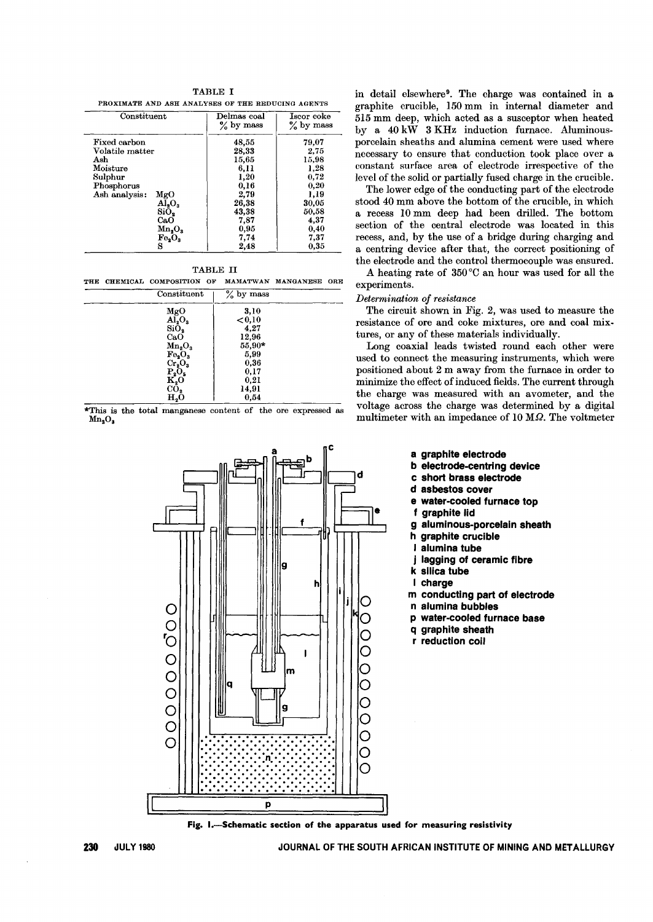TABLE I

PROXIMATE AND ASH ANALYSES OF THE REDUCING AGENTS

| Constituent | | Delmas coal % by mass | Iscor coke % by mass |
|---|---|---|---|
| Fixed carbon | | 48,55 | 79,07 |
| Volatile matter | | 28,33 | 2,75 |
| Ash | | 15,65 | 15,98 |
| Moisture | | 6,11 | 1,28 |
| Sulphur | | 1,20 | 0,72 |
| Phosphorus | | 0,16 | 0,20 |
| Ash analysis: | $MgO$ | 2,79 | 1,19 |
| | $Al_2O_3$ | 26,38 | 30,05 |
| | $SiO_2$ | 43,38 | 50,58 |
| | $CaO$ | 7,87 | 4,37 |
| | $Mn_2O_3$ | 0,95 | 0,40 |
| | $Fe_2O_3$ | 7,74 | 7,37 |
| | S | 2,48 | 0,35 |

TABLE II

THE CHEMICAL COMPOSITION OF MAMATWAN MANGANESE ORE

| Constituent | % by mass |
|---|---|
| $MgO$ | 3,10 |
| $Al_2O_3$ | <0,10 |
| $SiO_2$ | 4,27 |
| $CaO$ | 12,96 |
| $Mn_2O_3$ | 55,90* |
| $Fe_2O_3$ | 5,99 |
| $Cr_2O_3$ | 0,36 |
| $P_2O_5$ | 0,17 |
| $K_2O$ | 0,21 |
| $CO_2$ | 14,91 |
| $H_2O$ | 0,54 |

*This is the total manganese content of the ore expressed as $Mn_2O_3$

in detail elsewhere[9]. The charge was contained in a graphite crucible, 150 mm in internal diameter and 515 mm deep, which acted as a susceptor when heated by a 40 kW 3 KHz induction furnace. Aluminous-porcelain sheaths and alumina cement were used where necessary to ensure that conduction took place over a constant surface area of electrode irrespective of the level of the solid or partially fused charge in the crucible.

The lower edge of the conducting part of the electrode stood 40 mm above the bottom of the crucible, in which a recess 10 mm deep had been drilled. The bottom section of the central electrode was located in this recess, and, by the use of a bridge during charging and a centring device after that, the correct positioning of the electrode and the control thermocouple was ensured.

A heating rate of 350 °C an hour was used for all the experiments.

*Determination of resistance*

The circuit shown in Fig. 2, was used to measure the resistance of ore and coke mixtures, ore and coal mixtures, or any of these materials individually.

Long coaxial leads twisted round each other were used to connect the measuring instruments, which were positioned about 2 m away from the furnace in order to minimize the effect of induced fields. The current through the charge was measured with an avometer, and the voltage across the charge was determined by a digital multimeter with an impedance of 10 MΩ. The voltmeter

a graphite electrode
b electrode-centring device
c short brass electrode
d asbestos cover
e water-cooled furnace top
f graphite lid
g aluminous-porcelain sheath
h graphite crucible
i alumina tube
j lagging of ceramic fibre
k silica tube
l charge
m conducting part of electrode
n alumina bubbles
p water-cooled furnace base
q graphite sheath
r reduction coil

Fig. 1—Schematic section of the apparatus used for measuring resistivity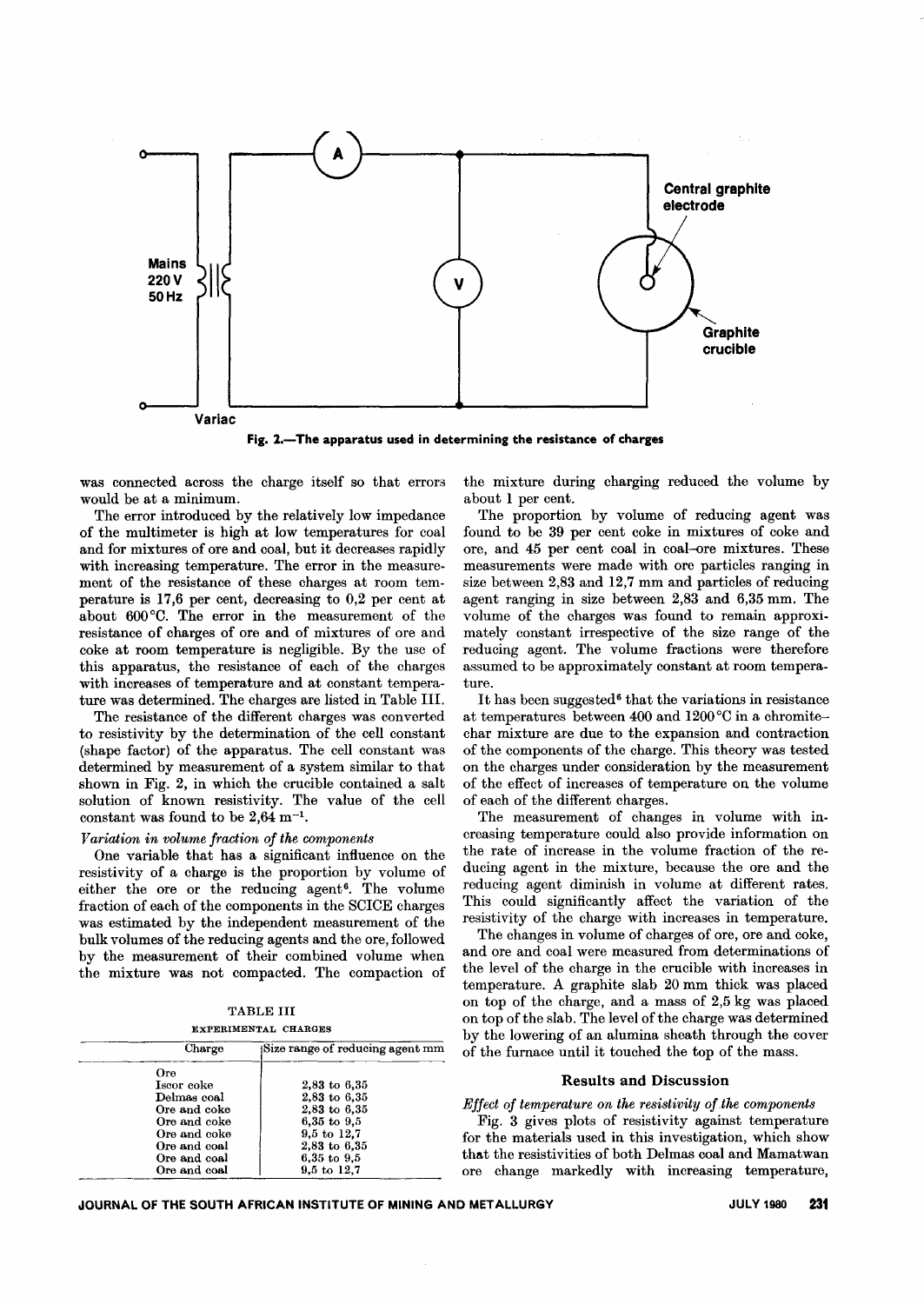Fig. 2.—The apparatus used in determining the resistance of charges

was connected across the charge itself so that errors would be at a minimum.

The error introduced by the relatively low impedance of the multimeter is high at low temperatures for coal and for mixtures of ore and coal, but it decreases rapidly with increasing temperature. The error in the measurement of the resistance of these charges at room temperature is 17,6 per cent, decreasing to 0,2 per cent at about 600°C. The error in the measurement of the resistance of charges of ore and of mixtures of ore and coke at room temperature is negligible. By the use of this apparatus, the resistance of each of the charges with increases of temperature and at constant temperature was determined. The charges are listed in Table III.

The resistance of the different charges was converted to resistivity by the determination of the cell constant (shape factor) of the apparatus. The cell constant was determined by measurement of a system similar to that shown in Fig. 2, in which the crucible contained a salt solution of known resistivity. The value of the cell constant was found to be 2,64 $m^{-1}$.

*Variation in volume fraction of the components*

One variable that has a significant influence on the resistivity of a charge is the proportion by volume of either the ore or the reducing agent[6]. The volume fraction of each of the components in the SCICE charges was estimated by the independent measurement of the bulk volumes of the reducing agents and the ore, followed by the measurement of their combined volume when the mixture was not compacted. The compaction of the mixture during charging reduced the volume by about 1 per cent.

TABLE III

EXPERIMENTAL CHARGES

| Charge | Size range of reducing agent mm |
|---|---|
| Ore | |
| Iscor coke | 2,83 to 6,35 |
| Delmas coal | 2,83 to 6,35 |
| Ore and coke | 2,83 to 6,35 |
| Ore and coke | 6,35 to 9,5 |
| Ore and coke | 9,5 to 12,7 |
| Ore and coal | 2,83 to 6,35 |
| Ore and coal | 6,35 to 9,5 |
| Ore and coal | 9,5 to 12,7 |

The proportion by volume of reducing agent was found to be 39 per cent coke in mixtures of coke and ore, and 45 per cent coal in coal–ore mixtures. These measurements were made with ore particles ranging in size between 2,83 and 12,7 mm and particles of reducing agent ranging in size between 2,83 and 6,35 mm. The volume of the charges was found to remain approximately constant irrespective of the size range of the reducing agent. The volume fractions were therefore assumed to be approximately constant at room temperature.

It has been suggested[6] that the variations in resistance at temperatures between 400 and 1200°C in a chromite–char mixture are due to the expansion and contraction of the components of the charge. This theory was tested on the charges under consideration by the measurement of the effect of increases of temperature on the volume of each of the different charges.

The measurement of changes in volume with increasing temperature could also provide information on the rate of increase in the volume fraction of the reducing agent in the mixture, because the ore and the reducing agent diminish in volume at different rates. This could significantly affect the variation of the resistivity of the charge with increases in temperature.

The changes in volume of charges of ore, ore and coke, and ore and coal were measured from determinations of the level of the charge in the crucible with increases in temperature. A graphite slab 20 mm thick was placed on top of the charge, and a mass of 2,5 kg was placed on top of the slab. The level of the charge was determined by the lowering of an alumina sheath through the cover of the furnace until it touched the top of the mass.

## Results and Discussion

*Effect of temperature on the resistivity of the components*

Fig. 3 gives plots of resistivity against temperature for the materials used in this investigation, which show that the resistivities of both Delmas coal and Mamatwan ore change markedly with increasing temperature,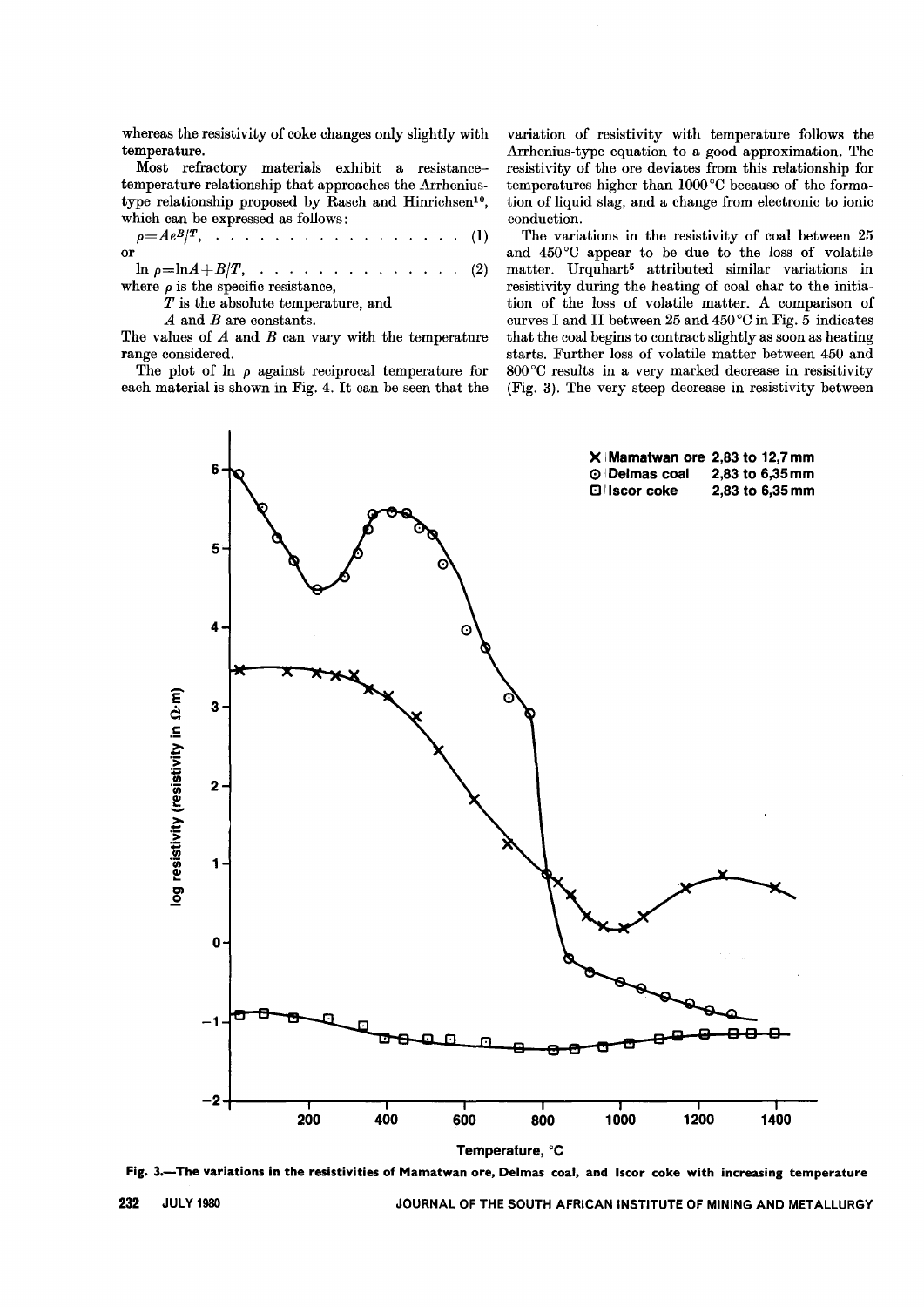whereas the resistivity of coke changes only slightly with temperature.

Most refractory materials exhibit a resistance–temperature relationship that approaches the Arrhenius-type relationship proposed by Rasch and Hinrichsen[10], which can be expressed as follows:

$$\rho = Ae^{B/T}, \quad (1)$$

or

$$\ln \rho = \ln A + B/T, \quad (2)$$

where $\rho$ is the specific resistance,

$T$ is the absolute temperature, and

$A$ and $B$ are constants.

The values of $A$ and $B$ can vary with the temperature range considered.

The plot of $\ln \rho$ against reciprocal temperature for each material is shown in Fig. 4. It can be seen that the variation of resistivity with temperature follows the Arrhenius-type equation to a good approximation. The resistivity of the ore deviates from this relationship for temperatures higher than 1000 °C because of the formation of liquid slag, and a change from electronic to ionic conduction.

The variations in the resistivity of coal between 25 and 450 °C appear to be due to the loss of volatile matter. Urquhart[5] attributed similar variations in resistivity during the heating of coal char to the initiation of the loss of volatile matter. A comparison of curves I and II between 25 and 450 °C in Fig. 5 indicates that the coal begins to contract slightly as soon as heating starts. Further loss of volatile matter between 450 and 800 °C results in a very marked decrease in resisitivity (Fig. 3). The very steep decrease in resistivity between

Fig. 3.—The variations in the resistivities of Mamatwan ore, Delmas coal, and Iscor coke with increasing temperature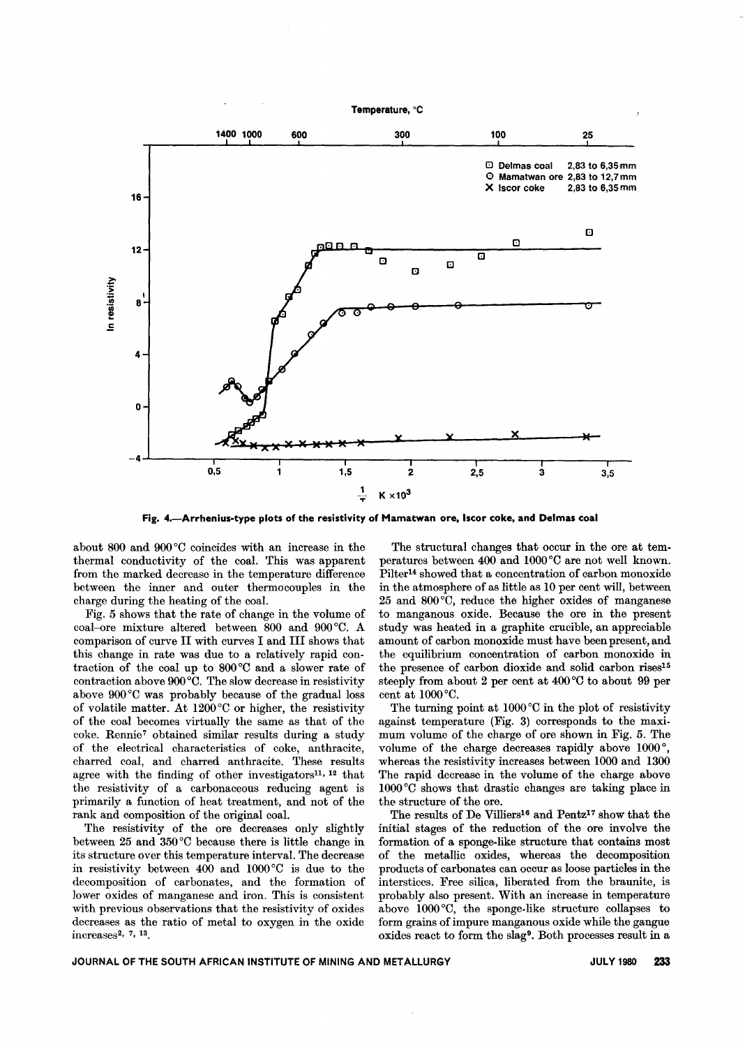Fig. 4.—Arrhenius-type plots of the resistivity of Mamatwan ore, Iscor coke, and Delmas coal

about 800 and 900 °C coincides with an increase in the thermal conductivity of the coal. This was apparent from the marked decrease in the temperature difference between the inner and outer thermocouples in the charge during the heating of the coal.

Fig. 5 shows that the rate of change in the volume of coal–ore mixture altered between 800 and 900 °C. A comparison of curve II with curves I and III shows that this change in rate was due to a relatively rapid contraction of the coal up to 800 °C and a slower rate of contraction above 900 °C. The slow decrease in resistivity above 900 °C was probably because of the gradual loss of volatile matter. At 1200 °C or higher, the resistivity of the coal becomes virtually the same as that of the coke. Rennie[7] obtained similar results during a study of the electrical characteristics of coke, anthracite, charred coal, and charred anthracite. These results agree with the finding of other investigators[11, 12] that the resistivity of a carbonaceous reducing agent is primarily a function of heat treatment, and not of the rank and composition of the original coal.

The resistivity of the ore decreases only slightly between 25 and 350 °C because there is little change in its structure over this temperature interval. The decrease in resistivity between 400 and 1000 °C is due to the decomposition of carbonates, and the formation of lower oxides of manganese and iron. This is consistent with previous observations that the resistivity of oxides decreases as the ratio of metal to oxygen in the oxide increases[2, 7, 13].

The structural changes that occur in the ore at temperatures between 400 and 1000 °C are not well known. Pilter[14] showed that a concentration of carbon monoxide in the atmosphere of as little as 10 per cent will, between 25 and 800 °C, reduce the higher oxides of manganese to manganous oxide. Because the ore in the present study was heated in a graphite crucible, an appreciable amount of carbon monoxide must have been present, and the equilibrium concentration of carbon monoxide in the presence of carbon dioxide and solid carbon rises[15] steeply from about 2 per cent at 400 °C to about 99 per cent at 1000 °C.

The turning point at 1000 °C in the plot of resistivity against temperature (Fig. 3) corresponds to the maximum volume of the charge of ore shown in Fig. 5. The volume of the charge decreases rapidly above 1000 °, whereas the resistivity increases between 1000 and 1300 The rapid decrease in the volume of the charge above 1000 °C shows that drastic changes are taking place in the structure of the ore.

The results of De Villiers[16] and Pentz[17] show that the initial stages of the reduction of the ore involve the formation of a sponge-like structure that contains most of the metallic oxides, whereas the decomposition products of carbonates can occur as loose particles in the interstices. Free silica, liberated from the braunite, is probably also present. With an increase in temperature above 1000 °C, the sponge-like structure collapses to form grains of impure manganous oxide while the gangue oxides react to form the slag[9]. Both processes result in a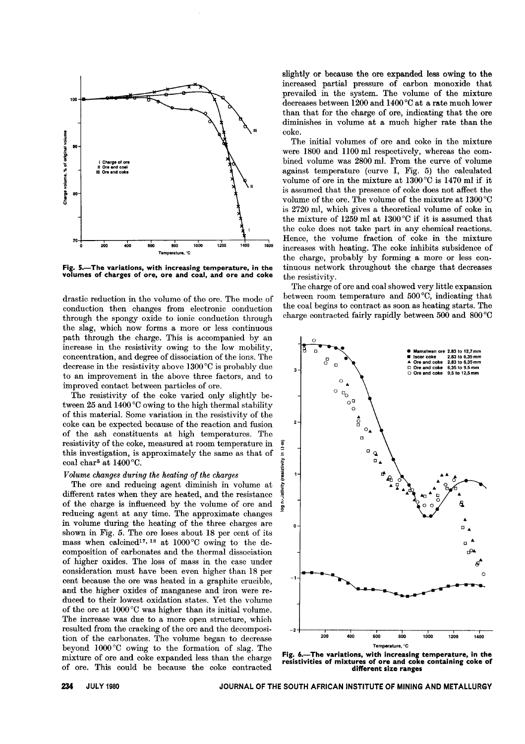Fig. 5.—The variations, with increasing temperature, in the volumes of charges of ore, ore and coal, and ore and coke

drastic reduction in the volume of the ore. The mode of conduction then changes from electronic conduction through the spongy oxide to ionic conduction through the slag, which now forms a more or less continuous path through the charge. This is accompanied by an increase in the resistivity owing to the low mobility, concentration, and degree of dissociation of the ions. The decrease in the resistivity above 1300 °C is probably due to an improvement in the above three factors, and to improved contact between particles of ore.

The resistivity of the coke varied only slightly between 25 and 1400 °C owing to the high thermal stability of this material. Some variation in the resistivity of the coke can be expected because of the reaction and fusion of the ash constituents at high temperatures. The resistivity of the coke, measured at room temperature in this investigation, is approximately the same as that of coal char[5] at 1400 °C.

*Volume changes during the heating of the charges*

The ore and reducing agent diminish in volume at different rates when they are heated, and the resistance of the charge is influenced by the volume of ore and reducing agent at any time. The approximate changes in volume during the heating of the three charges are shown in Fig. 5. The ore loses about 18 per cent of its mass when calcined[17, 18] at 1000 °C owing to the decomposition of carbonates and the thermal dissociation of higher oxides. The loss of mass in the case under consideration must have been even higher than 18 per cent because the ore was heated in a graphite crucible, and the higher oxides of manganese and iron were reduced to their lowest oxidation states. Yet the volume of the ore at 1000 °C was higher than its initial volume. The increase was due to a more open structure, which resulted from the cracking of the ore and the decomposition of the carbonates. The volume began to decrease beyond 1000 °C owing to the formation of slag. The mixture of ore and coke expanded less than the charge of ore. This could be because the coke contracted slightly or because the ore expanded less owing to the increased partial pressure of carbon monoxide that prevailed in the system. The volume of the mixture decreases between 1200 and 1400 °C at a rate much lower than that for the charge of ore, indicating that the ore diminishes in volume at a much higher rate than the coke.

The initial volumes of ore and coke in the mixture were 1800 and 1100 ml respectively, whereas the combined volume was 2800 ml. From the curve of volume against temperature (curve I, Fig. 5) the calculated volume of ore in the mixture at 1300 °C is 1470 ml if it is assumed that the presence of coke does not affect the volume of the ore. The volume of the mixutre at 1300 °C is 2720 ml, which gives a theoretical volume of coke in the mixture of 1259 ml at 1300 °C if it is assumed that the coke does not take part in any chemical reactions. Hence, the volume fraction of coke in the mixture increases with heating. The coke inhibits subsidence of the charge, probably by forming a more or less continuous network throughout the charge that decreases the resistivity.

The charge of ore and coal showed very little expansion between room temperature and 500 °C, indicating that the coal begins to contract as soon as heating starts. The charge contracted fairly rapidly between 500 and 800 °C

Fig. 6.—The variations, with increasing temperature, in the resistivities of mixtures of ore and coke containing coke of different size ranges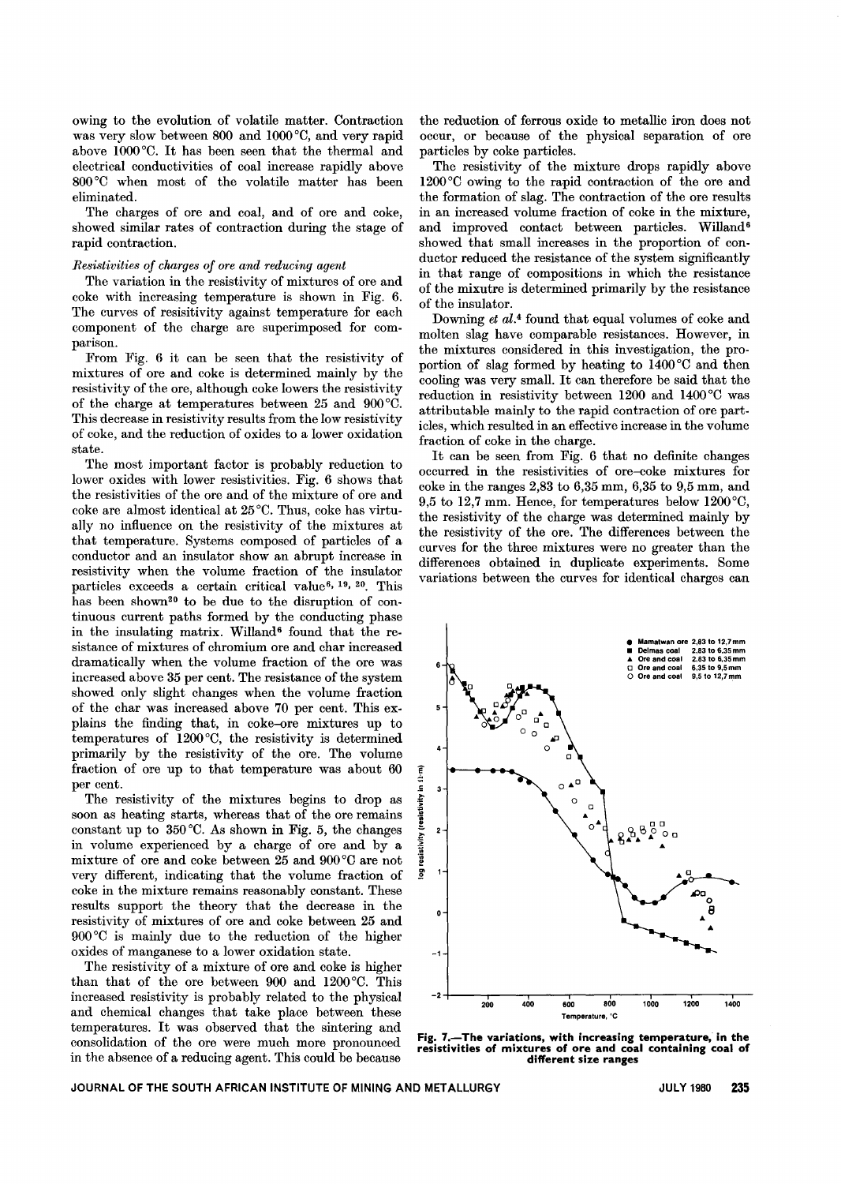owing to the evolution of volatile matter. Contraction was very slow between 800 and 1000 °C, and very rapid above 1000 °C. It has been seen that the thermal and electrical conductivities of coal increase rapidly above 800 °C when most of the volatile matter has been eliminated.

The charges of ore and coal, and of ore and coke, showed similar rates of contraction during the stage of rapid contraction.

*Resistivities of charges of ore and reducing agent*

The variation in the resistivity of mixtures of ore and coke with increasing temperature is shown in Fig. 6. The curves of resisitivity against temperature for each component of the charge are superimposed for comparison.

From Fig. 6 it can be seen that the resistivity of mixtures of ore and coke is determined mainly by the resistivity of the ore, although coke lowers the resistivity of the charge at temperatures between 25 and 900 °C. This decrease in resistivity results from the low resistivity of coke, and the reduction of oxides to a lower oxidation state.

The most important factor is probably reduction to lower oxides with lower resistivities. Fig. 6 shows that the resistivities of the ore and of the mixture of ore and coke are almost identical at 25 °C. Thus, coke has virtually no influence on the resistivity of the mixtures at that temperature. Systems composed of particles of a conductor and an insulator show an abrupt increase in resistivity when the volume fraction of the insulator particles exceeds a certain critical value[6, 19, 20]. This has been shown[20] to be due to the disruption of continuous current paths formed by the conducting phase in the insulating matrix. Willand[6] found that the resistance of mixtures of chromium ore and char increased dramatically when the volume fraction of the ore was increased above 35 per cent. The resistance of the system showed only slight changes when the volume fraction of the char was increased above 70 per cent. This explains the finding that, in coke–ore mixtures up to temperatures of 1200 °C, the resistivity is determined primarily by the resistivity of the ore. The volume fraction of ore up to that temperature was about 60 per cent.

The resistivity of the mixtures begins to drop as soon as heating starts, whereas that of the ore remains constant up to 350 °C. As shown in Fig. 5, the changes in volume experienced by a charge of ore and by a mixture of ore and coke between 25 and 900 °C are not very different, indicating that the volume fraction of coke in the mixture remains reasonably constant. These results support the theory that the decrease in the resistivity of mixtures of ore and coke between 25 and 900 °C is mainly due to the reduction of the higher oxides of manganese to a lower oxidation state.

The resistivity of a mixture of ore and coke is higher than that of the ore between 900 and 1200 °C. This increased resistivity is probably related to the physical and chemical changes that take place between these temperatures. It was observed that the sintering and consolidation of the ore were much more pronounced in the absence of a reducing agent. This could be because the reduction of ferrous oxide to metallic iron does not occur, or because of the physical separation of ore particles by coke particles.

The resistivity of the mixture drops rapidly above 1200 °C owing to the rapid contraction of the ore and the formation of slag. The contraction of the ore results in an increased volume fraction of coke in the mixture, and improved contact between particles. Willand[6] showed that small increases in the proportion of conductor reduced the resistance of the system significantly in that range of compositions in which the resistance of the mixutre is determined primarily by the resistance of the insulator.

Downing *et al.*[4] found that equal volumes of coke and molten slag have comparable resistances. However, in the mixtures considered in this investigation, the proportion of slag formed by heating to 1400 °C and then cooling was very small. It can therefore be said that the reduction in resistivity between 1200 and 1400 °C was attributable mainly to the rapid contraction of ore particles, which resulted in an effective increase in the volume fraction of coke in the charge.

It can be seen from Fig. 6 that no definite changes occurred in the resistivities of ore–coke mixtures for coke in the ranges 2,83 to 6,35 mm, 6,35 to 9,5 mm, and 9,5 to 12,7 mm. Hence, for temperatures below 1200 °C, the resistivity of the charge was determined mainly by the resistivity of the ore. The differences between the curves for the three mixtures were no greater than the differences obtained in duplicate experiments. Some variations between the curves for identical charges can

Fig. 7.—The variations, with increasing temperature, in the resistivities of mixtures of ore and coal containing coal of different size ranges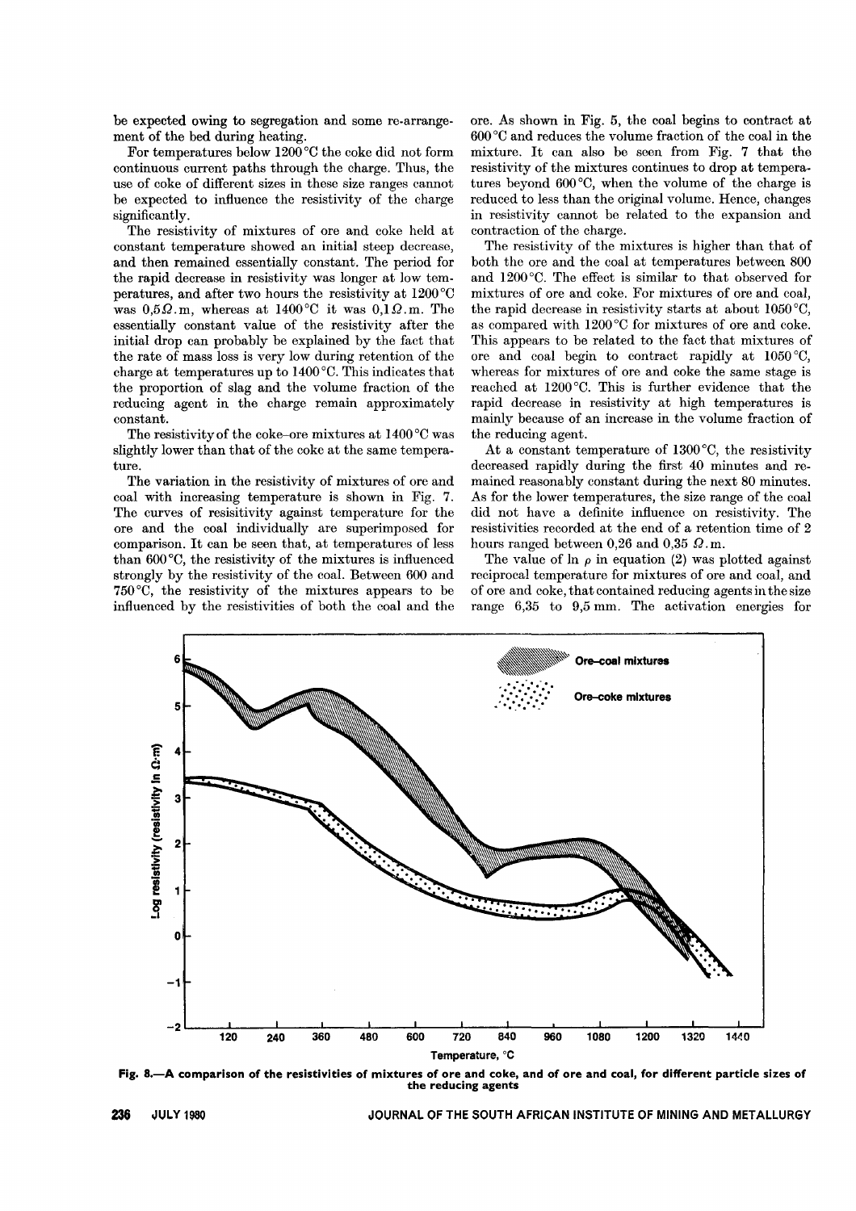be expected owing to segregation and some re-arrangement of the bed during heating.

For temperatures below 1200 °C the coke did not form continuous current paths through the charge. Thus, the use of coke of different sizes in these size ranges cannot be expected to influence the resistivity of the charge significantly.

The resistivity of mixtures of ore and coke held at constant temperature showed an initial steep decrease, and then remained essentially constant. The period for the rapid decrease in resistivity was longer at low temperatures, and after two hours the resistivity at 1200 °C was 0,5 $\Omega$.m, whereas at 1400 °C it was 0,1 $\Omega$.m. The essentially constant value of the resistivity after the initial drop can probably be explained by the fact that the rate of mass loss is very low during retention of the charge at temperatures up to 1400 °C. This indicates that the proportion of slag and the volume fraction of the reducing agent in the charge remain approximately constant.

The resistivity of the coke–ore mixtures at 1400 °C was slightly lower than that of the coke at the same temperature.

The variation in the resistivity of mixtures of ore and coal with increasing temperature is shown in Fig. 7. The curves of resisitivity against temperature for the ore and the coal individually are superimposed for comparison. It can be seen that, at temperatures of less than 600 °C, the resistivity of the mixtures is influenced strongly by the resistivity of the coal. Between 600 and 750 °C, the resistivity of the mixtures appears to be influenced by the resistivities of both the coal and the ore. As shown in Fig. 5, the coal begins to contract at 600 °C and reduces the volume fraction of the coal in the mixture. It can also be seen from Fig. 7 that the resistivity of the mixtures continues to drop at temperatures beyond 600 °C, when the volume of the charge is reduced to less than the original volume. Hence, changes in resistivity cannot be related to the expansion and contraction of the charge.

The resistivity of the mixtures is higher than that of both the ore and the coal at temperatures between 800 and 1200 °C. The effect is similar to that observed for mixtures of ore and coke. For mixtures of ore and coal, the rapid decrease in resistivity starts at about 1050 °C, as compared with 1200 °C for mixtures of ore and coke. This appears to be related to the fact that mixtures of ore and coal begin to contract rapidly at 1050 °C, whereas for mixtures of ore and coke the same stage is reached at 1200 °C. This is further evidence that the rapid decrease in resistivity at high temperatures is mainly because of an increase in the volume fraction of the reducing agent.

At a constant temperature of 1300 °C, the resistivity decreased rapidly during the first 40 minutes and remained reasonably constant during the next 80 minutes. As for the lower temperatures, the size range of the coal did not have a definite influence on resistivity. The resistivities recorded at the end of a retention time of 2 hours ranged between 0,26 and 0,35 $\Omega$.m.

The value of ln $\rho$ in equation (2) was plotted against reciprocal temperature for mixtures of ore and coal, and of ore and coke, that contained reducing agents in the size range 6,35 to 9,5 mm. The activation energies for

**Fig. 8.—A comparison of the resistivities of mixtures of ore and coke, and of ore and coal, for different particle sizes of the reducing agents**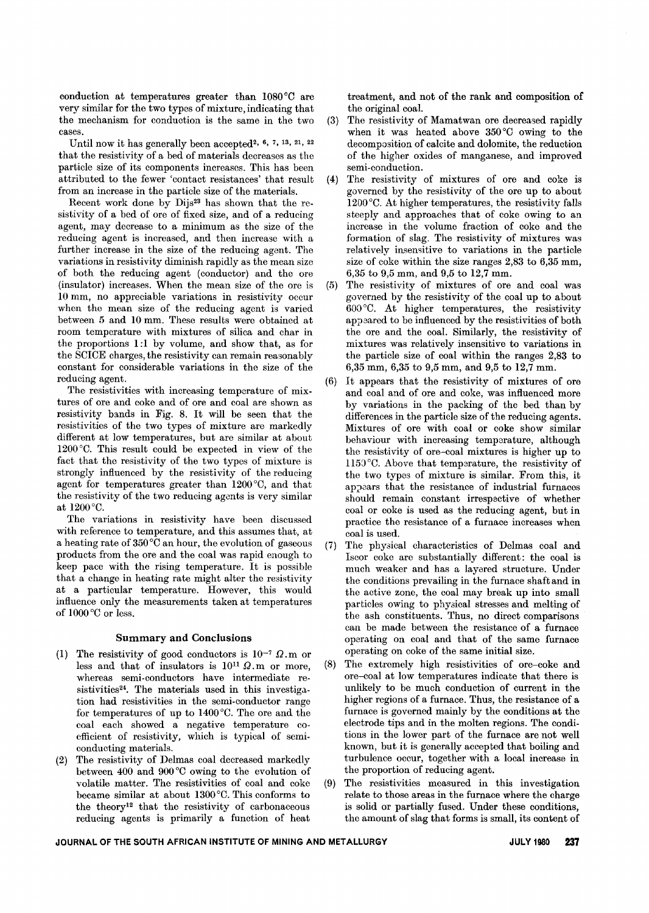conduction at temperatures greater than 1080 °C are very similar for the two types of mixture, indicating that the mechanism for conduction is the same in the two cases.

Until now it has generally been accepted[2, 6, 7, 13, 21, 22] that the resistivity of a bed of materials decreases as the particle size of its components increases. This has been attributed to the fewer 'contact resistances' that result from an increase in the particle size of the materials.

Recent work done by Dijs[23] has shown that the resistivity of a bed of ore of fixed size, and of a reducing agent, may decrease to a minimum as the size of the reducing agent is increased, and then increase with a further increase in the size of the reducing agent. The variations in resistivity diminish rapidly as the mean size of both the reducing agent (conductor) and the ore (insulator) increases. When the mean size of the ore is 10 mm, no appreciable variations in resistivity occur when the mean size of the reducing agent is varied between 5 and 10 mm. These results were obtained at room temperature with mixtures of silica and char in the proportions 1:1 by volume, and show that, as for the SCICE charges, the resistivity can remain reasonably constant for considerable variations in the size of the reducing agent.

The resistivities with increasing temperature of mixtures of ore and coke and of ore and coal are shown as resistivity bands in Fig. 8. It will be seen that the resistivities of the two types of mixture are markedly different at low temperatures, but are similar at about 1200 °C. This result could be expected in view of the fact that the resistivity of the two types of mixture is strongly influenced by the resistivity of the reducing agent for temperatures greater than 1200 °C, and that the resistivity of the two reducing agents is very similar at 1200 °C.

The variations in resistivity have been discussed with reference to temperature, and this assumes that, at a heating rate of 350 °C an hour, the evolution of gaseous products from the ore and the coal was rapid enough to keep pace with the rising temperature. It is possible that a change in heating rate might alter the resistivity at a particular temperature. However, this would influence only the measurements taken at temperatures of 1000 °C or less.

## Summary and Conclusions

(1) The resistivity of good conductors is $10^{-7}$ $\Omega$.m or less and that of insulators is $10^{11}$ $\Omega$.m or more, whereas semi-conductors have intermediate resistivities[24]. The materials used in this investigation had resistivities in the semi-conductor range for temperatures of up to 1400 °C. The ore and the coal each showed a negative temperature coefficient of resistivity, which is typical of semi-conducting materials.

(2) The resistivity of Delmas coal decreased markedly between 400 and 900 °C owing to the evolution of volatile matter. The resistivities of coal and coke became similar at about 1300 °C. This conforms to the theory[12] that the resistivity of carbonaceous reducing agents is primarily a function of heat treatment, and not of the rank and composition of the original coal.

(3) The resistivity of Mamatwan ore decreased rapidly when it was heated above 350 °C owing to the decomposition of calcite and dolomite, the reduction of the higher oxides of manganese, and improved semi-conduction.

(4) The resistivity of mixtures of ore and coke is governed by the resistivity of the ore up to about 1200 °C. At higher temperatures, the resistivity falls steeply and approaches that of coke owing to an increase in the volume fraction of coke and the formation of slag. The resistivity of mixtures was relatively insensitive to variations in the particle size of coke within the size ranges 2,83 to 6,35 mm, 6,35 to 9,5 mm, and 9,5 to 12,7 mm.

(5) The resistivity of mixtures of ore and coal was governed by the resistivity of the coal up to about 600 °C. At higher temperatures, the resistivity appeared to be influenced by the resistivities of both the ore and the coal. Similarly, the resistivity of mixtures was relatively insensitive to variations in the particle size of coal within the ranges 2,83 to 6,35 mm, 6,35 to 9,5 mm, and 9,5 to 12,7 mm.

(6) It appears that the resistivity of mixtures of ore and coal and of ore and coke, was influenced more by variations in the packing of the bed than by differences in the particle size of the reducing agents. Mixtures of ore with coal or coke show similar behaviour with increasing temperature, although the resistivity of ore–coal mixtures is higher up to 1150 °C. Above that temperature, the resistivity of the two types of mixture is similar. From this, it appears that the resistance of industrial furnaces should remain constant irrespective of whether coal or coke is used as the reducing agent, but in practice the resistance of a furnace increases when coal is used.

(7) The physical characteristics of Delmas coal and Iscor coke are substantially different: the coal is much weaker and has a layered structure. Under the conditions prevailing in the furnace shaft and in the active zone, the coal may break up into small particles owing to physical stresses and melting of the ash constituents. Thus, no direct comparisons can be made between the resistance of a furnace operating on coal and that of the same furnace operating on coke of the same initial size.

(8) The extremely high resistivities of ore–coke and ore–coal at low temperatures indicate that there is unlikely to be much conduction of current in the higher regions of a furnace. Thus, the resistance of a furnace is governed mainly by the conditions at the electrode tips and in the molten regions. The conditions in the lower part of the furnace are not well known, but it is generally accepted that boiling and turbulence occur, together with a local increase in the proportion of reducing agent.

(9) The resistivities measured in this investigation relate to those areas in the furnace where the charge is solid or partially fused. Under these conditions, the amount of slag that forms is small, its content of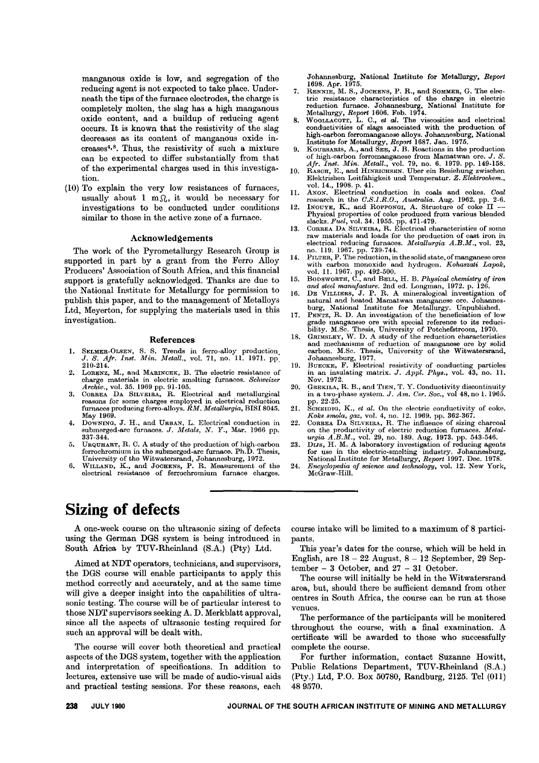manganous oxide is low, and segregation of the reducing agent is not expected to take place. Underneath the tips of the furnace electrodes, the charge is completely molten, the slag has a high manganous oxide content, and a buildup of reducing agent occurs. It is known that the resistivity of the slag decreases as its content of manganous oxide increases[4,8]. Thus, the resistivity of such a mixture can be expected to differ substantially from that of the experimental charges used in this investigation.

(10) To explain the very low resistances of furnaces, usually about 1 mΩ, it would be necessary for investigations to be conducted under conditions similar to those in the active zone of a furnace.

### Acknowledgements

The work of the Pyrometallurgy Research Group is supported in part by a grant from the Ferro Alloy Producers' Association of South Africa, and this financial support is gratefully acknowledged. Thanks are due to the National Institute for Metallurgy for permission to publish this paper, and to the management of Metalloys Ltd, Meyerton, for supplying the materials used in this investigation.

### References

1. SELMER-OLSEN, S. S. Trends in ferro-alloy production. *J. S. Afr. Inst. Min. Metall.*, vol. 71, no. 11. 1971. pp. 210-214.
2. LORENZ, M., and MARINCEK, B. The electric resistance of charge materials in electric smelting furnaces. *Schweizer Archiv.*, vol. 35. 1969 pp. 91-105.
3. CORREA DA SILVEIRA, R. Electrical and metallurgical reasons for some charges employed in electrical reduction furnaces producing ferro-alloys. *RM. Metallurgia*, BISI 8045. May 1969.
4. DOWNING, J. H., and URBAN, L. Electrical conduction in submerged-arc furnaces. *J. Metals, N. Y.*, Mar. 1966 pp. 337-344.
5. URQUHART, R. C. A study of the production of high-carbon ferrochromium in the submerged-arc furnace. Ph.D. Thesis, University of the Witwatersrand, Johannesburg, 1972.
6. WILLAND, K., and JOCHENS, P. R. Measurement of the electrical resistance of ferrochromium furnace charges. Johannesburg, National Institute for Metallurgy, *Report* 1698. Apr. 1975.
7. RENNIE, M. S., JOCHENS, P. R., and SOMMER, G. The electric resistance characteristics of the charge in electric reduction furnace. Johannesburg, National Institute for Metallurgy, *Report* 1606. Feb. 1974.
8. WOOLLACOTT, L. C., *et al.* The viscosities and electrical conductivities of slags associated with the production of high-carbon ferromanganese alloys. Johannesburg, National Institute for Metallurgy, *Report* 1687. Jan. 1975.
9. KOURSARIS, A., and SEE, J. B. Reactions in the production of high-carbon ferromanganese from Mamatwan ore. *J. S. Afr. Inst. Min. Metall.*, vol. 79, no. 6. 1979. pp. 149-158.
10. RASCH, E., and HINRICHSEN. Uber ein Besiehung zwischen Elektrishen Leitfähigkeit und Temperatur. *Z. Elektrochem.*, vol. 14., 1908. p. 41.
11. ANON. Electrical conduction in coals and cokes. *Coal research in the C.S.I.R.O., Australia.* Aug. 1962. pp. 2-6.
12. INOUYE, K., and ROPPONGI, A. Structure of coke II — Physical properties of coke produced from various blended slacks. *Fuel*, vol. 34. 1955. pp. 471-479.
13. CORREA DA SILVEIRA, R. Electrical characteristics of some raw materials and loads for the production of cast iron in electrical reducing furnaces. *Metallurgia A.B.M.*, vol. 23, no. 119. 1967. pp. 739-744.
14. PILTER, P. The reduction, in the solid state, of manganese ores with carbon monoxide and hydrogen. *Kohaszati Lapok*, vol. 11. 1967. pp. 492-500.
15. BODSWORTH, C., and BELL, H. B. *Physical chemistry of iron and steel manufacture.* 2nd ed. Longman, 1972. p. 126.
16. DE VILLIERS, J. P. R. A mineralogical investigation of natural and heated Mamatwan manganese ore. Johannesburg, National Institute for Metallurgy. Unpublished.
17. PENTZ, R. D. An investigation of the beneficiation of low grade manganese ore with special reference to its reducibility. M.Sc. Thesis, University of Potchefstroom, 1970.
18. GRIMSLEY, W. D. A study of the reduction characteristics and mechanisms of reduction of manganese ore by solid carbon. M.Sc. Thesis, University of the Witwatersrand, Johannesburg, 1977.
19. BUECKE, F. Electrical resistivity of conducting particles in an insulating matrix. *J. Appl. Phys.*, vol. 43, no. 11. Nov. 1972.
20. GREKILA, R. B., and TIEN, T. Y. Conductivity discontinuity in a two-phase system. *J. Am. Cer. Soc.*, vol 48, no 1. 1965. pp. 22-25.
21. SCHEIDIG, K., *et al.* On the electric conductivity of coke. *Koks smola, gaz*, vol. 4, no. 12. 1969. pp. 362-367.
22. CORREA DA SILVEIRA, R. The influence of sizing charcoal on the productivity of electric reduction furnaces. *Metalurgia A.B.M.*, vol. 29, no. 189. Aug. 1973. pp. 543-546.
23. DIJS, H. M. A laboratory investigation of reducing agents for use in the electric-smelting industry. Johannesburg, National Institute for Metallurgy, *Report* 1997. Dec. 1978.
24. *Encyclopedia of science and technology*, vol. 12. New York, McGraw-Hill.

# Sizing of defects

A one-week course on the ultrasonic sizing of defects using the German DGS system is being introduced in South Africa by TUV-Rheinland (S.A.) (Pty) Ltd.

Aimed at NDT operators, technicians, and supervisors, the DGS course will enable participants to apply this method correctly and accurately, and at the same time will give a deeper insight into the capabilities of ultrasonic testing. The course will be of particular interest to those NDT supervisors seeking A. D. Merkblatt approval, since all the aspects of ultrasonic testing required for such an approval will be dealt with.

The course will cover both theoretical and practical aspects of the DGS system, together with the application and interpretation of specifications. In addition to lectures, extensive use will be made of audio-visual aids and practical testing sessions. For these reasons, each course intake will be limited to a maximum of 8 participants.

This year's dates for the course, which will be held in English, are 18 – 22 August, 8 – 12 September, 29 September – 3 October, and 27 – 31 October.

The course will initially be held in the Witwatersrand area, but, should there be sufficient demand from other centres in South Africa, the course can be run at those venues.

The performance of the participants will be monitered throughout the course, with a final examination. A certificate will be awarded to those who successfully complete the course.

For further information, contact Suzanne Howitt, Public Relations Department, TUV-Rheinland (S.A.) (Pty.) Ltd, P.O. Box 50780, Randburg, 2125. Tel (011) 48 9570.